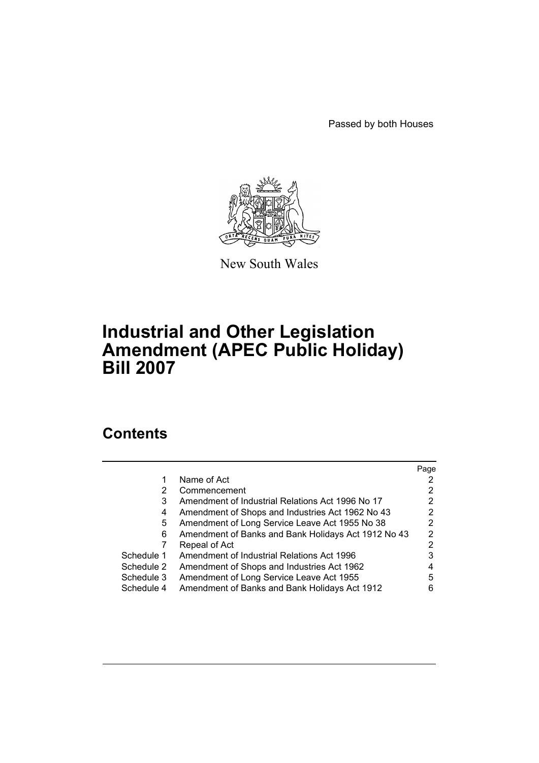Passed by both Houses

New South Wales

# Industrial and Other Legislation Amendment (APEC Public Holiday) Bill 2007

## Contents

| | | Page |
|---|---|---|
| 1 | Name of Act | 2 |
| 2 | Commencement | 2 |
| 3 | Amendment of Industrial Relations Act 1996 No 17 | 2 |
| 4 | Amendment of Shops and Industries Act 1962 No 43 | 2 |
| 5 | Amendment of Long Service Leave Act 1955 No 38 | 2 |
| 6 | Amendment of Banks and Bank Holidays Act 1912 No 43 | 2 |
| 7 | Repeal of Act | 2 |
| Schedule 1 | Amendment of Industrial Relations Act 1996 | 3 |
| Schedule 2 | Amendment of Shops and Industries Act 1962 | 4 |
| Schedule 3 | Amendment of Long Service Leave Act 1955 | 5 |
| Schedule 4 | Amendment of Banks and Bank Holidays Act 1912 | 6 |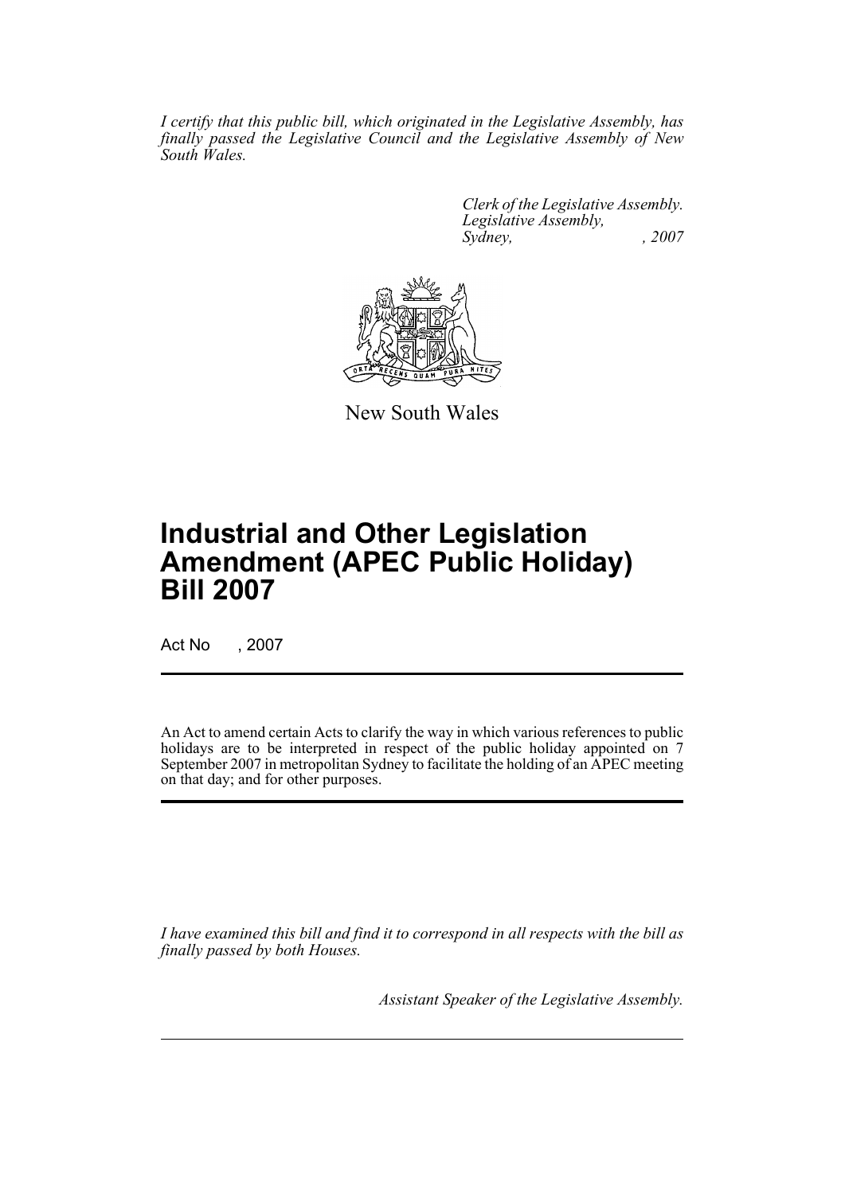*I certify that this public bill, which originated in the Legislative Assembly, has finally passed the Legislative Council and the Legislative Assembly of New South Wales.*

*Clerk of the Legislative Assembly.*
*Legislative Assembly,*
*Sydney, , 2007*

New South Wales

# Industrial and Other Legislation Amendment (APEC Public Holiday) Bill 2007

Act No , 2007

An Act to amend certain Acts to clarify the way in which various references to public holidays are to be interpreted in respect of the public holiday appointed on 7 September 2007 in metropolitan Sydney to facilitate the holding of an APEC meeting on that day; and for other purposes.

*I have examined this bill and find it to correspond in all respects with the bill as finally passed by both Houses.*

*Assistant Speaker of the Legislative Assembly.*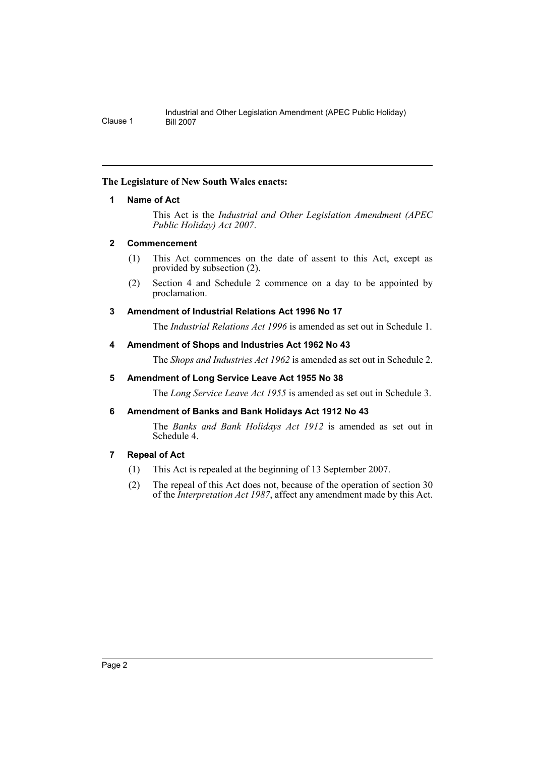**The Legislature of New South Wales enacts:**

### 1 Name of Act

This Act is the *Industrial and Other Legislation Amendment (APEC Public Holiday) Act 2007*.

### 2 Commencement

(1) This Act commences on the date of assent to this Act, except as provided by subsection (2).

(2) Section 4 and Schedule 2 commence on a day to be appointed by proclamation.

### 3 Amendment of Industrial Relations Act 1996 No 17

The *Industrial Relations Act 1996* is amended as set out in Schedule 1.

### 4 Amendment of Shops and Industries Act 1962 No 43

The *Shops and Industries Act 1962* is amended as set out in Schedule 2.

### 5 Amendment of Long Service Leave Act 1955 No 38

The *Long Service Leave Act 1955* is amended as set out in Schedule 3.

### 6 Amendment of Banks and Bank Holidays Act 1912 No 43

The *Banks and Bank Holidays Act 1912* is amended as set out in Schedule 4.

### 7 Repeal of Act

(1) This Act is repealed at the beginning of 13 September 2007.

(2) The repeal of this Act does not, because of the operation of section 30 of the *Interpretation Act 1987*, affect any amendment made by this Act.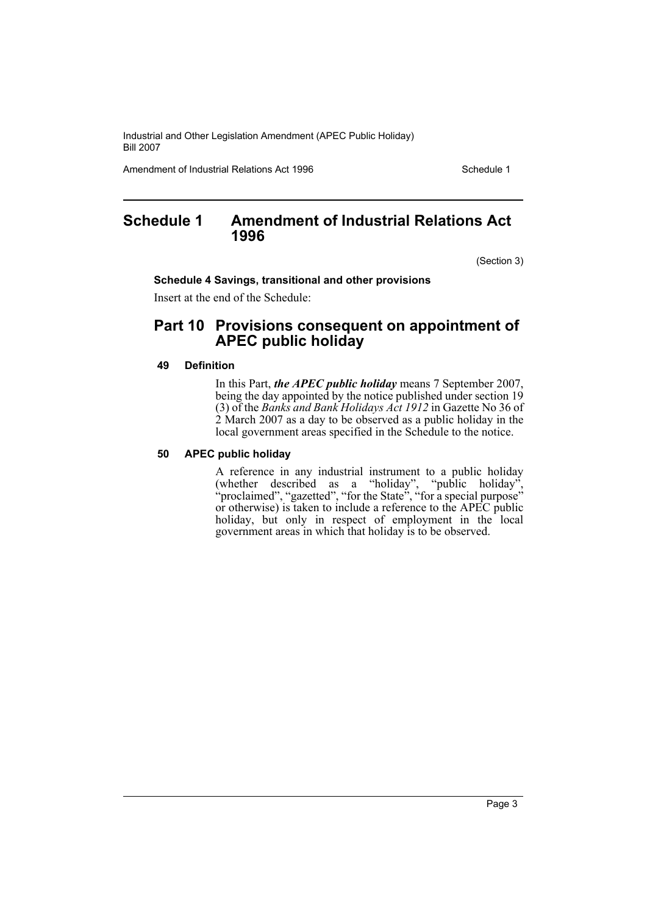# Schedule 1 Amendment of Industrial Relations Act 1996

(Section 3)

**Schedule 4 Savings, transitional and other provisions**

Insert at the end of the Schedule:

## Part 10 Provisions consequent on appointment of APEC public holiday

### 49 Definition

In this Part, ***the APEC public holiday*** means 7 September 2007, being the day appointed by the notice published under section 19 (3) of the *Banks and Bank Holidays Act 1912* in Gazette No 36 of 2 March 2007 as a day to be observed as a public holiday in the local government areas specified in the Schedule to the notice.

### 50 APEC public holiday

A reference in any industrial instrument to a public holiday (whether described as a "holiday", "public holiday", "proclaimed", "gazetted", "for the State", "for a special purpose" or otherwise) is taken to include a reference to the APEC public holiday, but only in respect of employment in the local government areas in which that holiday is to be observed.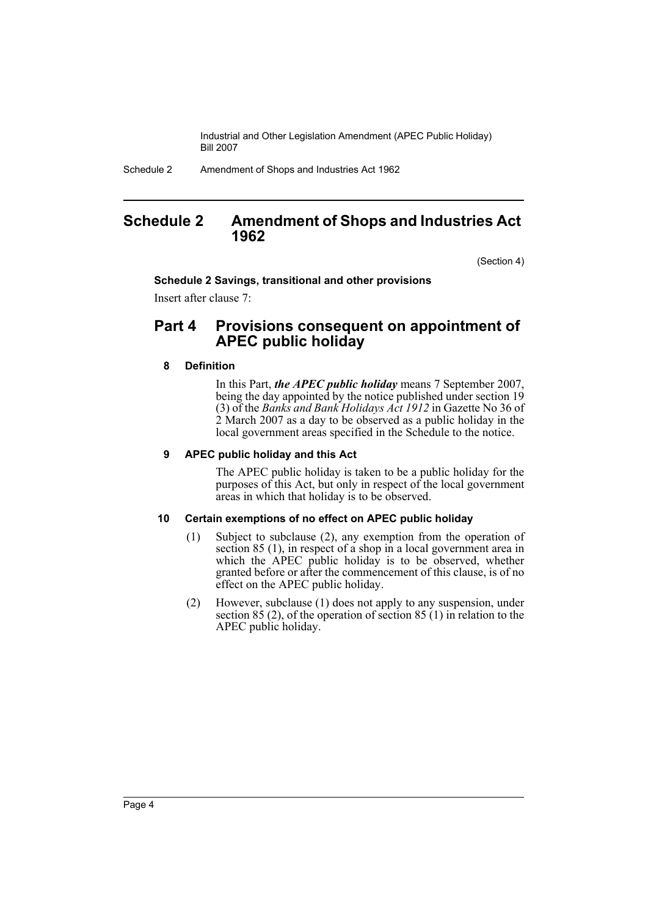# Schedule 2 Amendment of Shops and Industries Act 1962

(Section 4)

**Schedule 2 Savings, transitional and other provisions**

Insert after clause 7:

## Part 4 Provisions consequent on appointment of APEC public holiday

### 8 Definition

In this Part, ***the APEC public holiday*** means 7 September 2007, being the day appointed by the notice published under section 19 (3) of the *Banks and Bank Holidays Act 1912* in Gazette No 36 of 2 March 2007 as a day to be observed as a public holiday in the local government areas specified in the Schedule to the notice.

### 9 APEC public holiday and this Act

The APEC public holiday is taken to be a public holiday for the purposes of this Act, but only in respect of the local government areas in which that holiday is to be observed.

### 10 Certain exemptions of no effect on APEC public holiday

(1) Subject to subclause (2), any exemption from the operation of section 85 (1), in respect of a shop in a local government area in which the APEC public holiday is to be observed, whether granted before or after the commencement of this clause, is of no effect on the APEC public holiday.

(2) However, subclause (1) does not apply to any suspension, under section 85 (2), of the operation of section 85 (1) in relation to the APEC public holiday.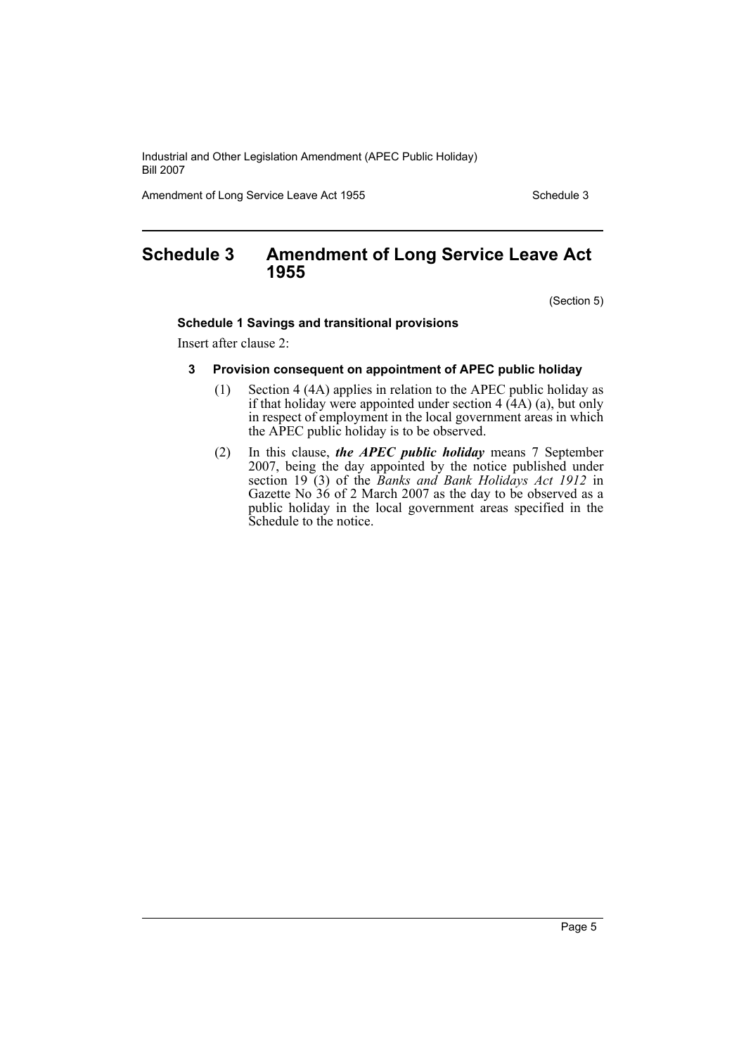# Schedule 3 Amendment of Long Service Leave Act 1955

(Section 5)

**Schedule 1 Savings and transitional provisions**

Insert after clause 2:

**3 Provision consequent on appointment of APEC public holiday**

(1) Section 4 (4A) applies in relation to the APEC public holiday as if that holiday were appointed under section 4 (4A) (a), but only in respect of employment in the local government areas in which the APEC public holiday is to be observed.

(2) In this clause, ***the APEC public holiday*** means 7 September 2007, being the day appointed by the notice published under section 19 (3) of the *Banks and Bank Holidays Act 1912* in Gazette No 36 of 2 March 2007 as the day to be observed as a public holiday in the local government areas specified in the Schedule to the notice.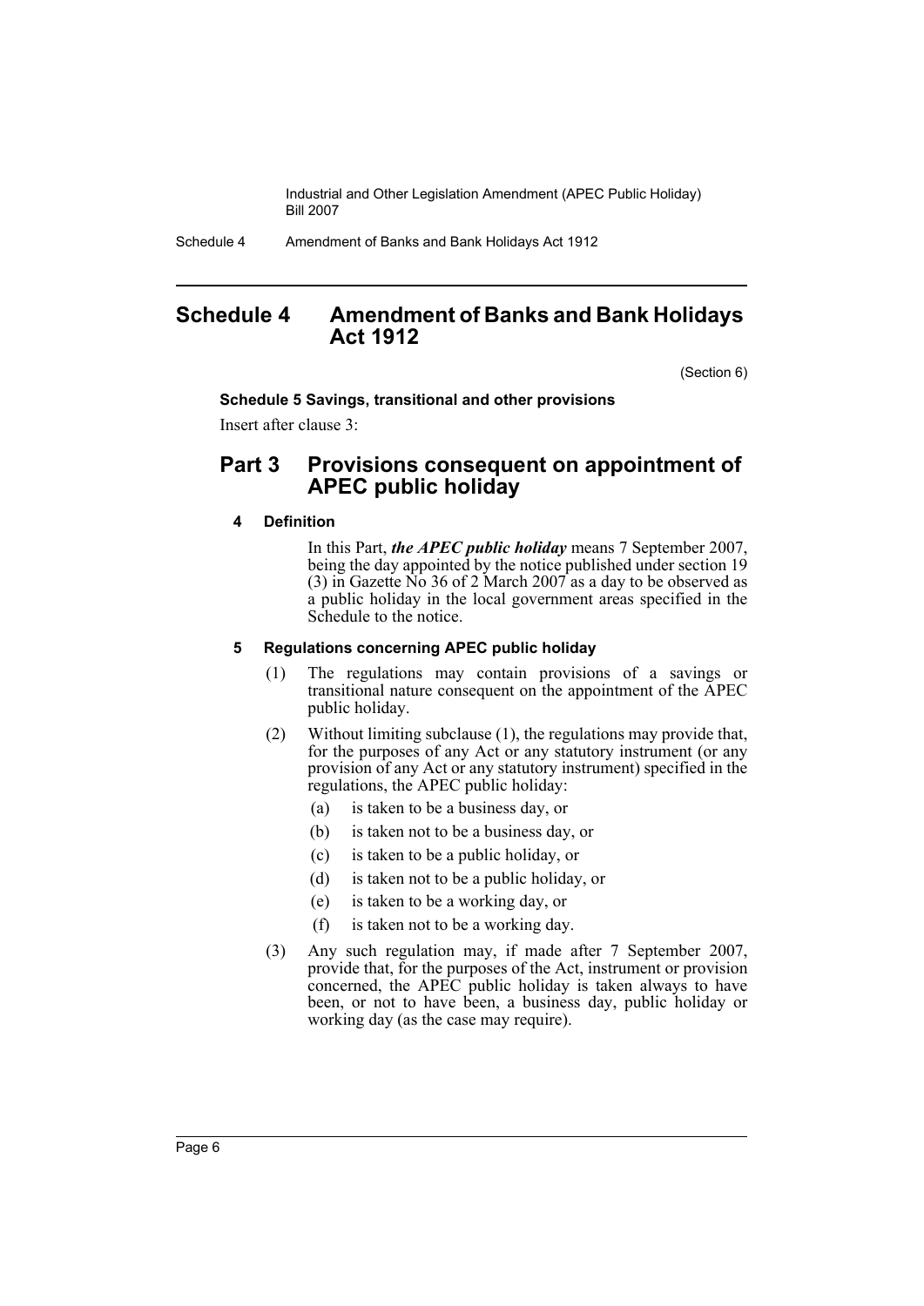# Schedule 4 Amendment of Banks and Bank Holidays Act 1912

(Section 6)

**Schedule 5 Savings, transitional and other provisions**

Insert after clause 3:

## Part 3 Provisions consequent on appointment of APEC public holiday

### 4 Definition

In this Part, ***the APEC public holiday*** means 7 September 2007, being the day appointed by the notice published under section 19 (3) in Gazette No 36 of 2 March 2007 as a day to be observed as a public holiday in the local government areas specified in the Schedule to the notice.

### 5 Regulations concerning APEC public holiday

(1) The regulations may contain provisions of a savings or transitional nature consequent on the appointment of the APEC public holiday.

(2) Without limiting subclause (1), the regulations may provide that, for the purposes of any Act or any statutory instrument (or any provision of any Act or any statutory instrument) specified in the regulations, the APEC public holiday:

- (a) is taken to be a business day, or
- (b) is taken not to be a business day, or
- (c) is taken to be a public holiday, or
- (d) is taken not to be a public holiday, or
- (e) is taken to be a working day, or
- (f) is taken not to be a working day.

(3) Any such regulation may, if made after 7 September 2007, provide that, for the purposes of the Act, instrument or provision concerned, the APEC public holiday is taken always to have been, or not to have been, a business day, public holiday or working day (as the case may require).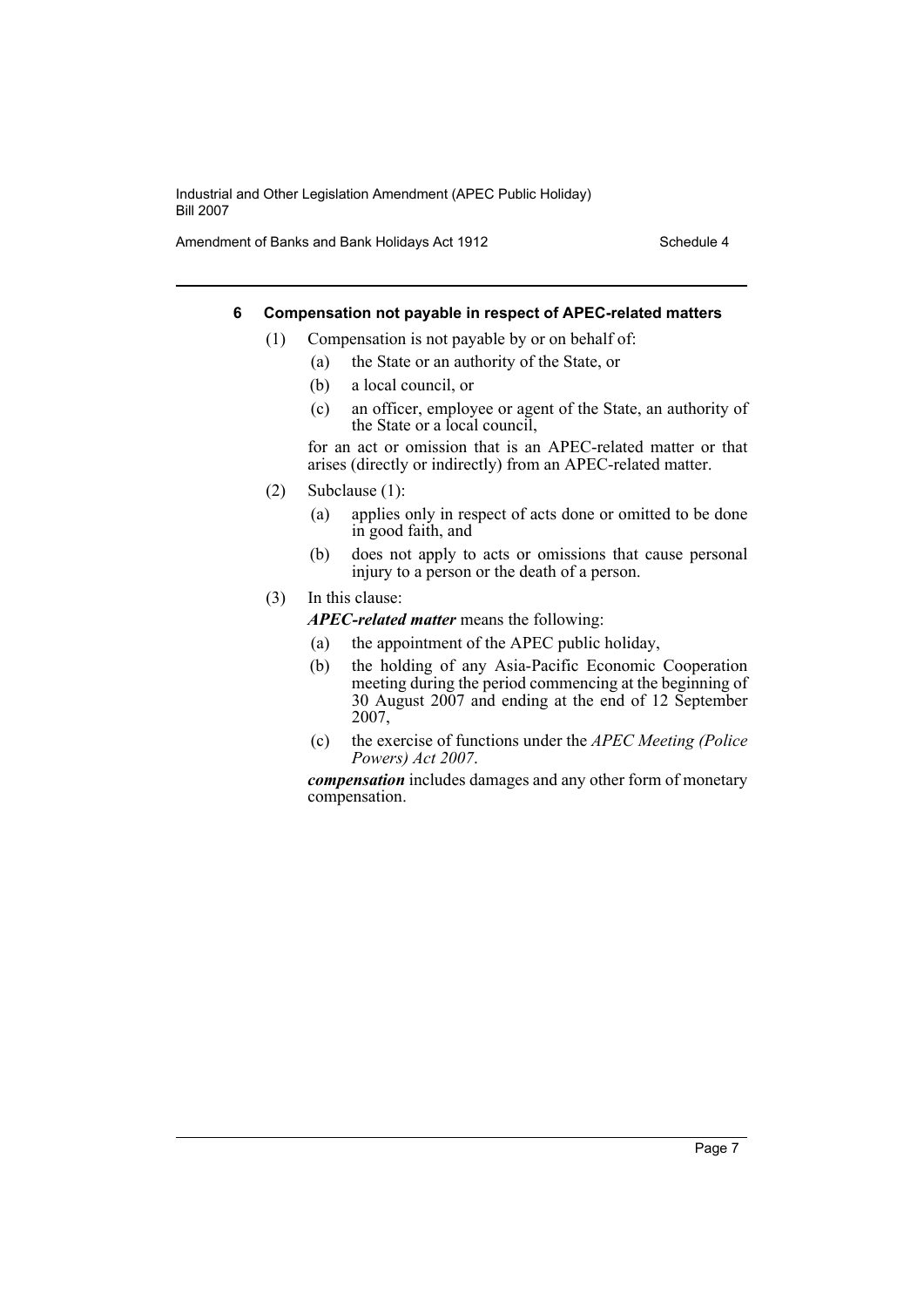### 6 Compensation not payable in respect of APEC-related matters

(1) Compensation is not payable by or on behalf of:

- (a) the State or an authority of the State, or
- (b) a local council, or
- (c) an officer, employee or agent of the State, an authority of the State or a local council,

for an act or omission that is an APEC-related matter or that arises (directly or indirectly) from an APEC-related matter.

(2) Subclause (1):

- (a) applies only in respect of acts done or omitted to be done in good faith, and
- (b) does not apply to acts or omissions that cause personal injury to a person or the death of a person.

(3) In this clause:

***APEC-related matter*** means the following:

- (a) the appointment of the APEC public holiday,
- (b) the holding of any Asia-Pacific Economic Cooperation meeting during the period commencing at the beginning of 30 August 2007 and ending at the end of 12 September 2007,
- (c) the exercise of functions under the *APEC Meeting (Police Powers) Act 2007*.

***compensation*** includes damages and any other form of monetary compensation.